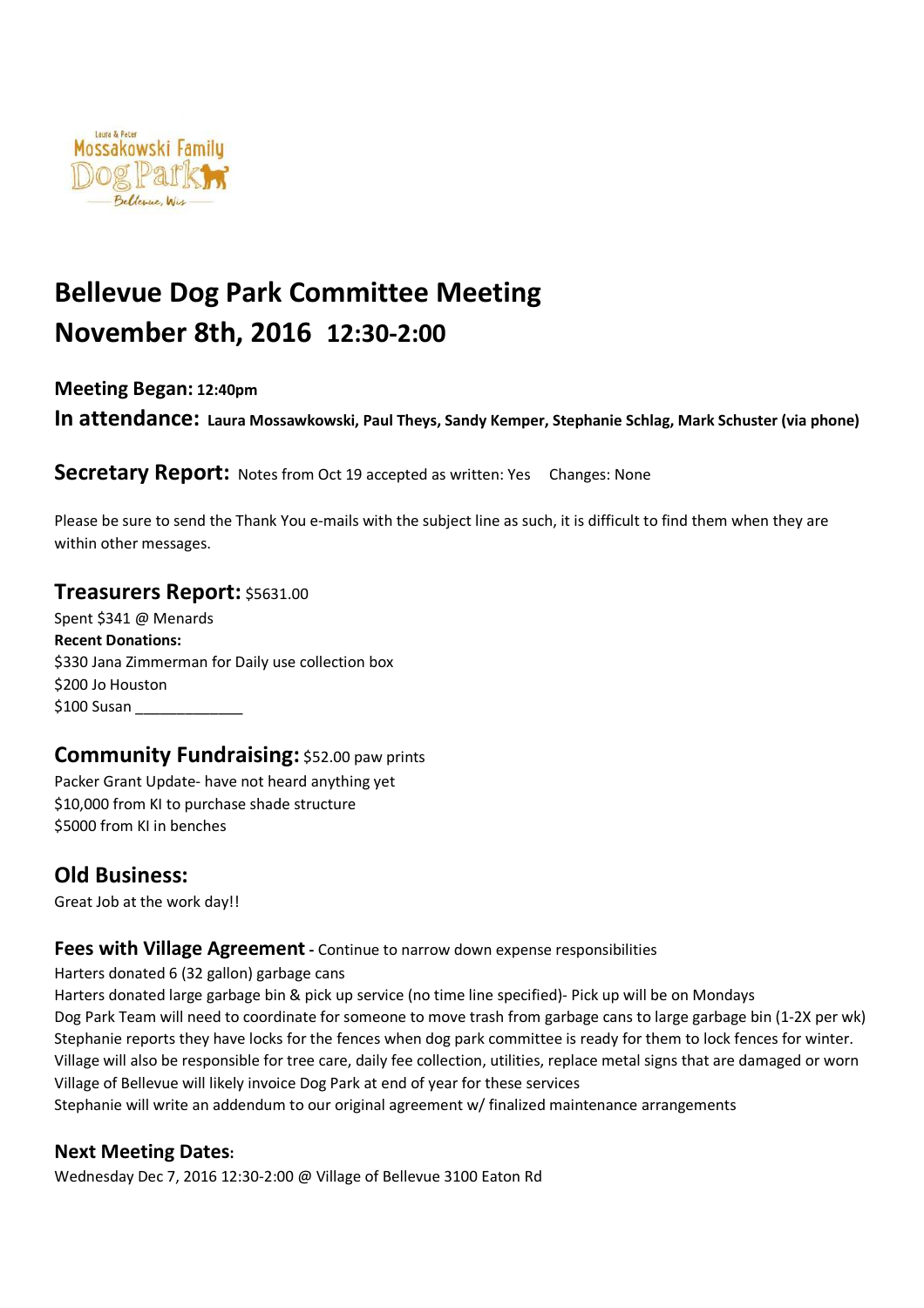# Bellevue Dog Park Committee Meeting
# November 8th, 2016 12:30-2:00

**Meeting Began:** **12:40pm**

**In attendance:** **Laura Mossawkowski, Paul Theys, Sandy Kemper, Stephanie Schlag, Mark Schuster (via phone)**

**Secretary Report:** Notes from Oct 19 accepted as written: Yes   Changes: None

Please be sure to send the Thank You e-mails with the subject line as such, it is difficult to find them when they are within other messages.

## Treasurers Report: $5631.00

Spent $341 @ Menards

**Recent Donations:**

$330 Jana Zimmerman for Daily use collection box

$200 Jo Houston

$100 Susan _____________

## Community Fundraising: $52.00 paw prints

Packer Grant Update- have not heard anything yet

$10,000 from KI to purchase shade structure

$5000 from KI in benches

## Old Business:

Great Job at the work day!!

### Fees with Village Agreement - Continue to narrow down expense responsibilities

Harters donated 6 (32 gallon) garbage cans

Harters donated large garbage bin & pick up service (no time line specified)- Pick up will be on Mondays

Dog Park Team will need to coordinate for someone to move trash from garbage cans to large garbage bin (1-2X per wk)

Stephanie reports they have locks for the fences when dog park committee is ready for them to lock fences for winter.

Village will also be responsible for tree care, daily fee collection, utilities, replace metal signs that are damaged or worn

Village of Bellevue will likely invoice Dog Park at end of year for these services

Stephanie will write an addendum to our original agreement w/ finalized maintenance arrangements

## Next Meeting Dates:

Wednesday Dec 7, 2016 12:30-2:00 @ Village of Bellevue 3100 Eaton Rd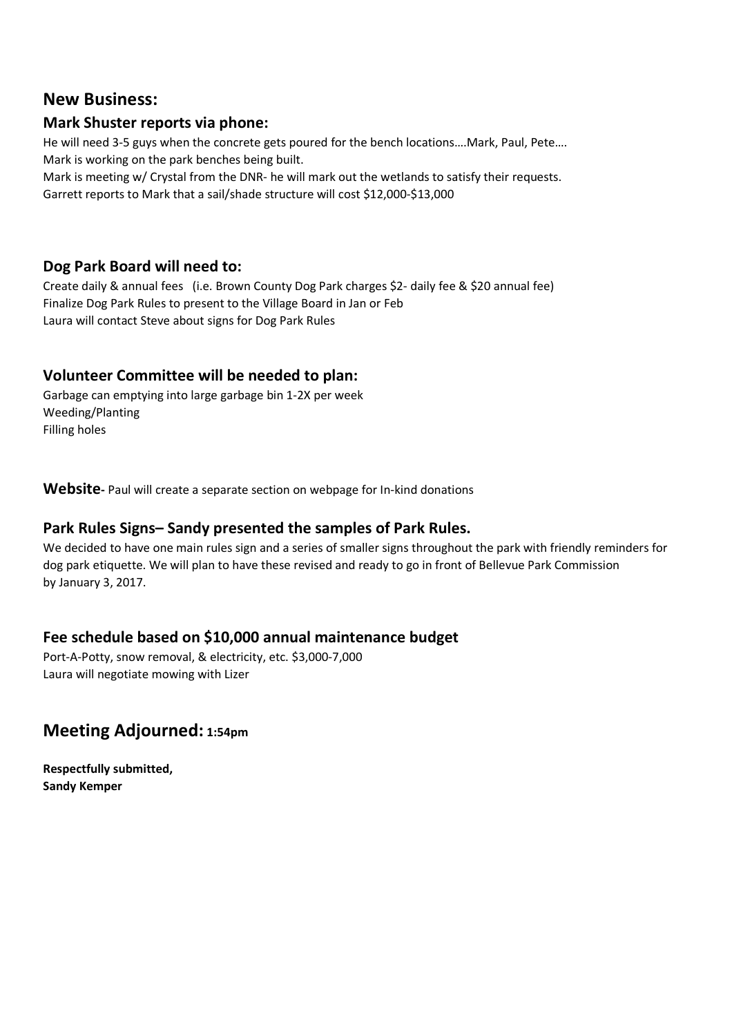## New Business:

### Mark Shuster reports via phone:

He will need 3-5 guys when the concrete gets poured for the bench locations….Mark, Paul, Pete….
Mark is working on the park benches being built.
Mark is meeting w/ Crystal from the DNR- he will mark out the wetlands to satisfy their requests.
Garrett reports to Mark that a sail/shade structure will cost $12,000-$13,000

### Dog Park Board will need to:

Create daily & annual fees (i.e. Brown County Dog Park charges $2- daily fee & $20 annual fee)
Finalize Dog Park Rules to present to the Village Board in Jan or Feb
Laura will contact Steve about signs for Dog Park Rules

### Volunteer Committee will be needed to plan:

Garbage can emptying into large garbage bin 1-2X per week
Weeding/Planting
Filling holes

**Website**- Paul will create a separate section on webpage for In-kind donations

### Park Rules Signs– Sandy presented the samples of Park Rules.

We decided to have one main rules sign and a series of smaller signs throughout the park with friendly reminders for dog park etiquette. We will plan to have these revised and ready to go in front of Bellevue Park Commission by January 3, 2017.

### Fee schedule based on $10,000 annual maintenance budget

Port-A-Potty, snow removal, & electricity, etc. $3,000-7,000
Laura will negotiate mowing with Lizer

## Meeting Adjourned: 1:54pm

**Respectfully submitted,**
**Sandy Kemper**